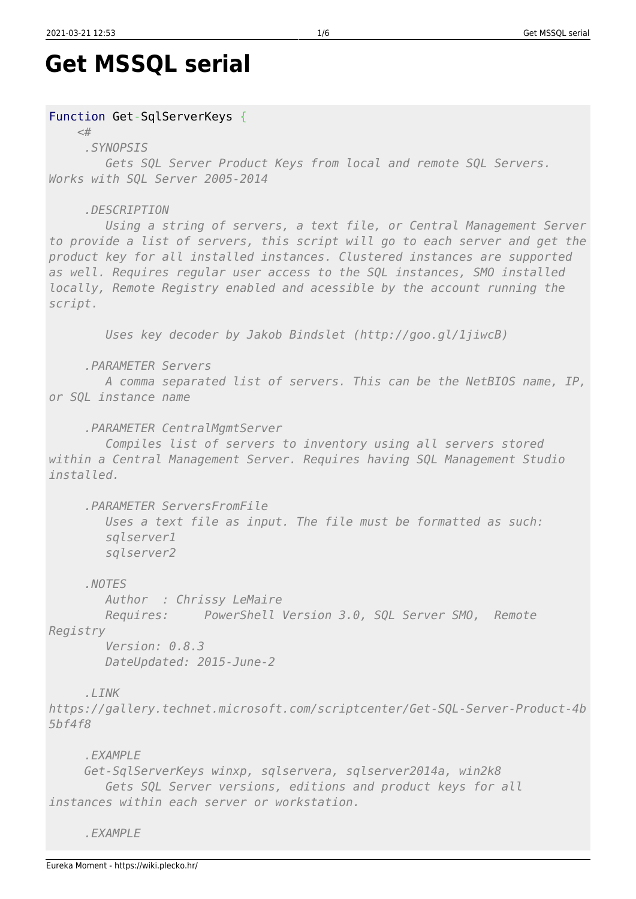# Get MSSQL serial

```
Function Get-SqlServerKeys {
    <#
     .SYNOPSIS
        Gets SQL Server Product Keys from local and remote SQL Servers.
Works with SQL Server 2005-2014

     .DESCRIPTION
        Using a string of servers, a text file, or Central Management Server
to provide a list of servers, this script will go to each server and get the
product key for all installed instances. Clustered instances are supported
as well. Requires regular user access to the SQL instances, SMO installed
locally, Remote Registry enabled and acessible by the account running the
script.

        Uses key decoder by Jakob Bindslet (http://goo.gl/1jiwcB)

     .PARAMETER Servers
        A comma separated list of servers. This can be the NetBIOS name, IP,
or SQL instance name

     .PARAMETER CentralMgmtServer
        Compiles list of servers to inventory using all servers stored
within a Central Management Server. Requires having SQL Management Studio
installed.

     .PARAMETER ServersFromFile
        Uses a text file as input. The file must be formatted as such:
        sqlserver1
        sqlserver2

     .NOTES
        Author  : Chrissy LeMaire
        Requires:     PowerShell Version 3.0, SQL Server SMO,  Remote
Registry
        Version: 0.8.3
        DateUpdated: 2015-June-2

     .LINK
https://gallery.technet.microsoft.com/scriptcenter/Get-SQL-Server-Product-4b
5bf4f8

     .EXAMPLE
     Get-SqlServerKeys winxp, sqlservera, sqlserver2014a, win2k8
        Gets SQL Server versions, editions and product keys for all
instances within each server or workstation.

     .EXAMPLE
```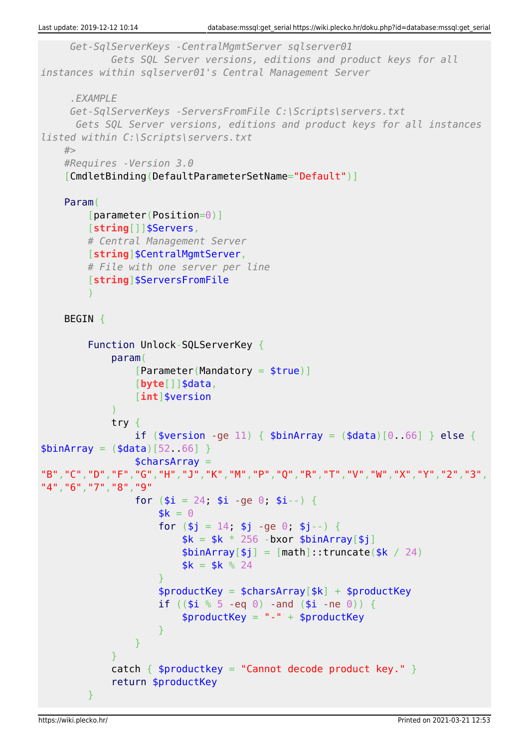```
     Get-SqlServerKeys -CentralMgmtServer sqlserver01
           Gets SQL Server versions, editions and product keys for all
instances within sqlserver01's Central Management Server

     .EXAMPLE
     Get-SqlServerKeys -ServersFromFile C:\Scripts\servers.txt
      Gets SQL Server versions, editions and product keys for all instances
listed within C:\Scripts\servers.txt
    #>
    #Requires -Version 3.0
    [CmdletBinding(DefaultParameterSetName="Default")]

    Param(
        [parameter(Position=0)]
        [string[]]$Servers,
        # Central Management Server
        [string]$CentralMgmtServer,
        # File with one server per line
        [string]$ServersFromFile
        )

    BEGIN {

        Function Unlock-SQLServerKey {
            param(
                [Parameter(Mandatory = $true)]
                [byte[]]$data,
                [int]$version
            )
            try {
                if ($version -ge 11) { $binArray = ($data)[0..66] } else {
$binArray = ($data)[52..66] }
                $charsArray =
"B","C","D","F","G","H","J","K","M","P","Q","R","T","V","W","X","Y","2","3",
"4","6","7","8","9"
                for ($i = 24; $i -ge 0; $i--) {
                    $k = 0
                    for ($j = 14; $j -ge 0; $j--) {
                        $k = $k * 256 -bxor $binArray[$j]
                        $binArray[$j] = [math]::truncate($k / 24)
                        $k = $k % 24
                    }
                    $productKey = $charsArray[$k] + $productKey
                    if (($i % 5 -eq 0) -and ($i -ne 0)) {
                        $productKey = "-" + $productKey
                    }
                }
            }
            catch { $productkey = "Cannot decode product key." }
            return $productKey
        }
```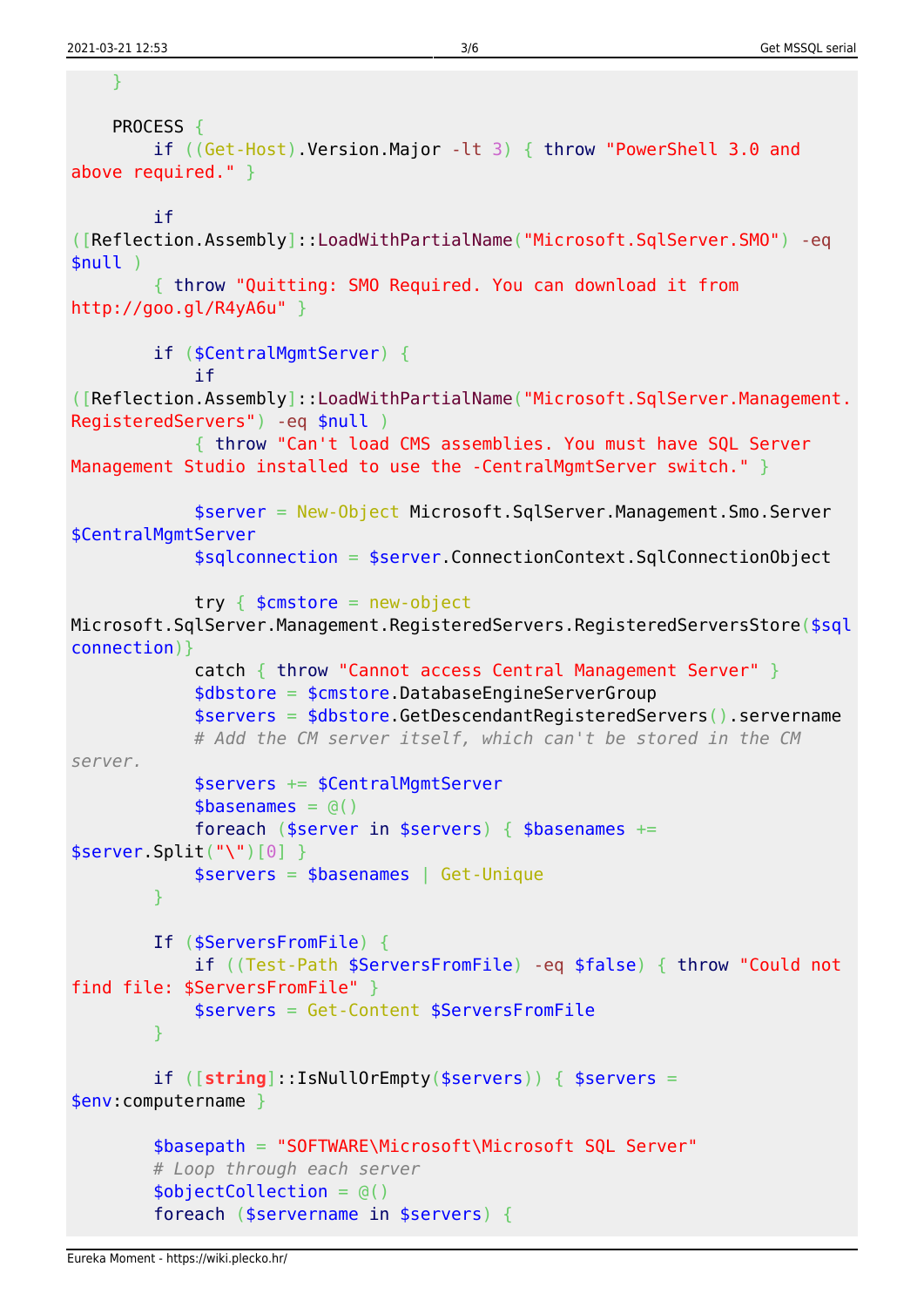```
    }

    PROCESS {
        if ((Get-Host).Version.Major -lt 3) { throw "PowerShell 3.0 and above required." }

        if ([Reflection.Assembly]::LoadWithPartialName("Microsoft.SqlServer.SMO") -eq $null )
        { throw "Quitting: SMO Required. You can download it from http://goo.gl/R4yA6u" }

        if ($CentralMgmtServer) {
            if ([Reflection.Assembly]::LoadWithPartialName("Microsoft.SqlServer.Management.RegisteredServers") -eq $null )
            { throw "Can't load CMS assemblies. You must have SQL Server Management Studio installed to use the -CentralMgmtServer switch." }

            $server = New-Object Microsoft.SqlServer.Management.Smo.Server $CentralMgmtServer
            $sqlconnection = $server.ConnectionContext.SqlConnectionObject

            try { $cmstore = new-object Microsoft.SqlServer.Management.RegisteredServers.RegisteredServersStore($sqlconnection)}
            catch { throw "Cannot access Central Management Server" }
            $dbstore = $cmstore.DatabaseEngineServerGroup
            $servers = $dbstore.GetDescendantRegisteredServers().servername
            # Add the CM server itself, which can't be stored in the CM server.
            $servers += $CentralMgmtServer
            $basenames = @()
            foreach ($server in $servers) { $basenames += $server.Split("\")[0] }
            $servers = $basenames | Get-Unique
        }

        If ($ServersFromFile) {
            if ((Test-Path $ServersFromFile) -eq $false) { throw "Could not find file: $ServersFromFile" }
            $servers = Get-Content $ServersFromFile
        }

        if ([string]::IsNullOrEmpty($servers)) { $servers = $env:computername }

        $basepath = "SOFTWARE\Microsoft\Microsoft SQL Server"
        # Loop through each server
        $objectCollection = @()
        foreach ($servername in $servers) {
```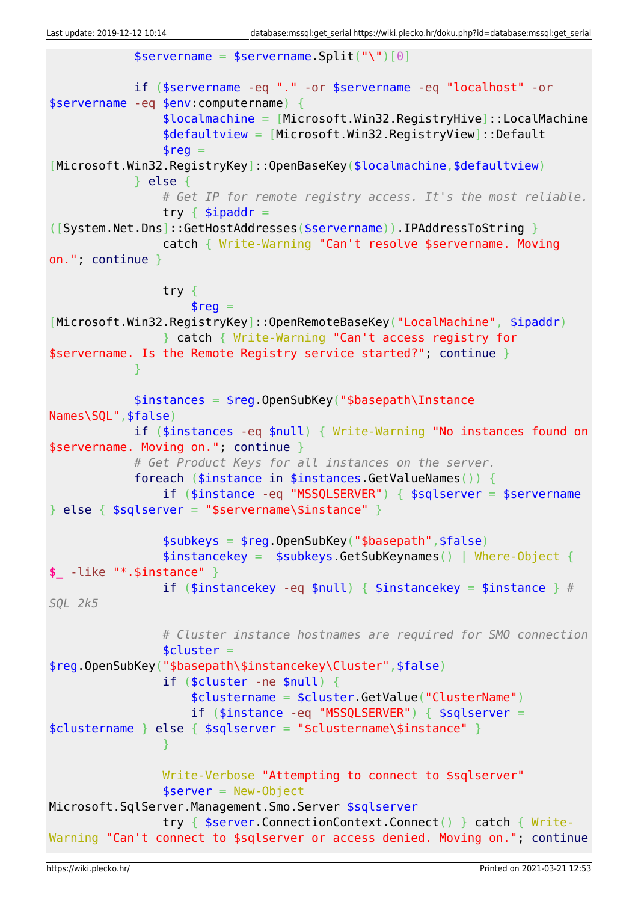```
            $servername = $servername.Split("\")[0]

            if ($servername -eq "." -or $servername -eq "localhost" -or
$servername -eq $env:computername) {
                $localmachine = [Microsoft.Win32.RegistryHive]::LocalMachine
                $defaultview = [Microsoft.Win32.RegistryView]::Default
                $reg =
[Microsoft.Win32.RegistryKey]::OpenBaseKey($localmachine,$defaultview)
            } else {
                # Get IP for remote registry access. It's the most reliable.
                try { $ipaddr =
([System.Net.Dns]::GetHostAddresses($servername)).IPAddressToString }
                catch { Write-Warning "Can't resolve $servername. Moving
on."; continue }

                try {
                    $reg =
[Microsoft.Win32.RegistryKey]::OpenRemoteBaseKey("LocalMachine", $ipaddr)
                } catch { Write-Warning "Can't access registry for
$servername. Is the Remote Registry service started?"; continue }
            }

            $instances = $reg.OpenSubKey("$basepath\Instance
Names\SQL",$false)
            if ($instances -eq $null) { Write-Warning "No instances found on
$servername. Moving on."; continue }
            # Get Product Keys for all instances on the server.
            foreach ($instance in $instances.GetValueNames()) {
                if ($instance -eq "MSSQLSERVER") { $sqlserver = $servername
} else { $sqlserver = "$servername\$instance" }

                $subkeys = $reg.OpenSubKey("$basepath",$false)
                $instancekey =  $subkeys.GetSubKeynames() | Where-Object {
$_ -like "*.$instance" }
                if ($instancekey -eq $null) { $instancekey = $instance } #
SQL 2k5

                # Cluster instance hostnames are required for SMO connection
                $cluster =
$reg.OpenSubKey("$basepath\$instancekey\Cluster",$false)
                if ($cluster -ne $null) {
                    $clustername = $cluster.GetValue("ClusterName")
                    if ($instance -eq "MSSQLSERVER") { $sqlserver =
$clustername } else { $sqlserver = "$clustername\$instance" }
                }

                Write-Verbose "Attempting to connect to $sqlserver"
                $server = New-Object
Microsoft.SqlServer.Management.Smo.Server $sqlserver
                try { $server.ConnectionContext.Connect() } catch { Write-
Warning "Can't connect to $sqlserver or access denied. Moving on."; continue
```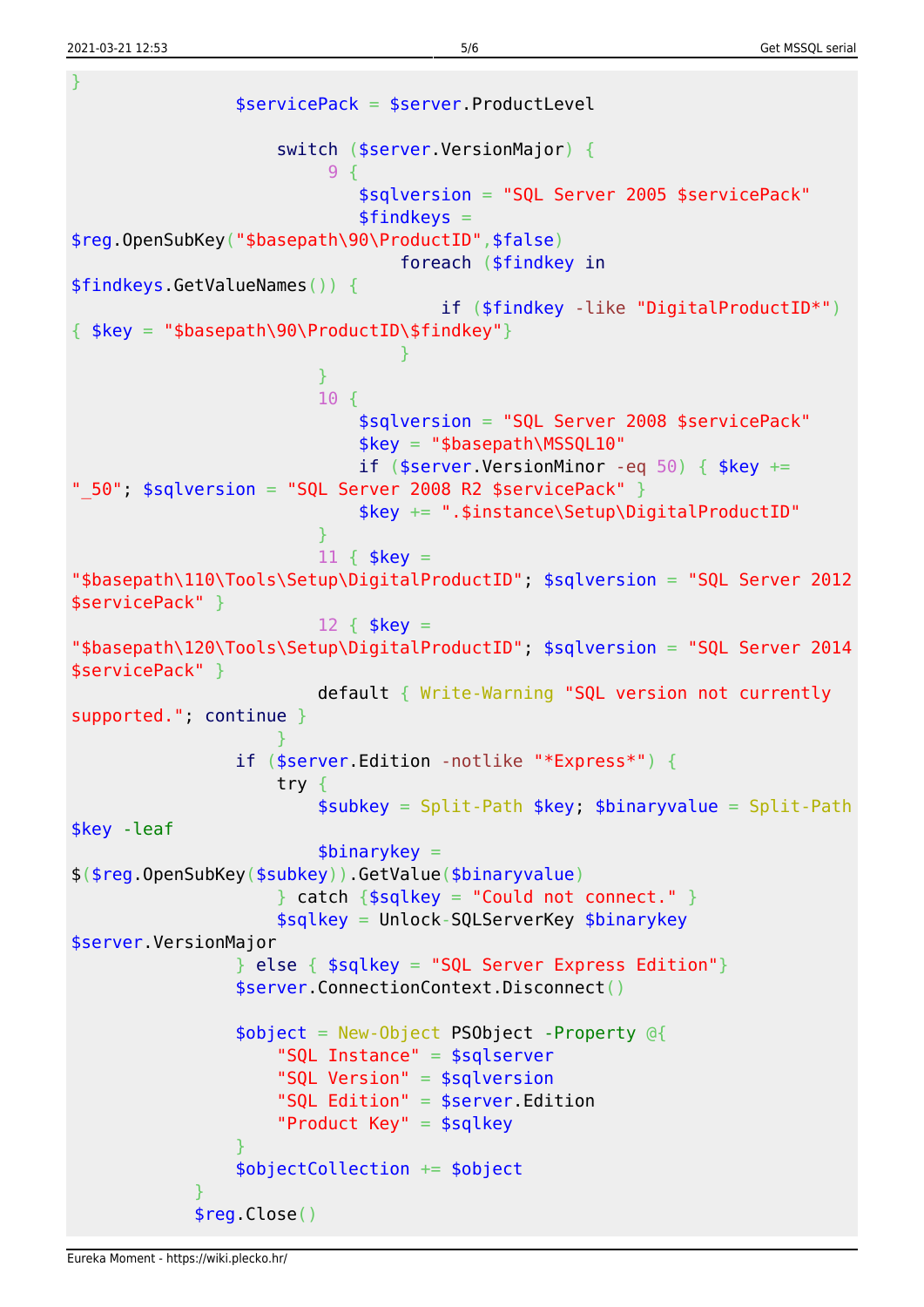```
}
                $servicePack = $server.ProductLevel

                    switch ($server.VersionMajor) {
                         9 {
                            $sqlversion = "SQL Server 2005 $servicePack"
                            $findkeys =
$reg.OpenSubKey("$basepath\90\ProductID",$false)
                                foreach ($findkey in
$findkeys.GetValueNames()) {
                                    if ($findkey -like "DigitalProductID*")
{ $key = "$basepath\90\ProductID\$findkey"}
                                }
                        }
                        10 {
                            $sqlversion = "SQL Server 2008 $servicePack"
                            $key = "$basepath\MSSQL10"
                            if ($server.VersionMinor -eq 50) { $key +=
"_50"; $sqlversion = "SQL Server 2008 R2 $servicePack" }
                            $key += ".$instance\Setup\DigitalProductID"
                        }
                        11 { $key =
"$basepath\110\Tools\Setup\DigitalProductID"; $sqlversion = "SQL Server 2012
$servicePack" }
                        12 { $key =
"$basepath\120\Tools\Setup\DigitalProductID"; $sqlversion = "SQL Server 2014
$servicePack" }
                        default { Write-Warning "SQL version not currently
supported."; continue }
                    }
                if ($server.Edition -notlike "*Express*") {
                    try {
                        $subkey = Split-Path $key; $binaryvalue = Split-Path
$key -leaf
                        $binarykey =
$($reg.OpenSubKey($subkey)).GetValue($binaryvalue)
                    } catch {$sqlkey = "Could not connect." }
                    $sqlkey = Unlock-SQLServerKey $binarykey
$server.VersionMajor
                } else { $sqlkey = "SQL Server Express Edition"}
                $server.ConnectionContext.Disconnect()

                $object = New-Object PSObject -Property @{
                    "SQL Instance" = $sqlserver
                    "SQL Version" = $sqlversion
                    "SQL Edition" = $server.Edition
                    "Product Key" = $sqlkey
                }
                $objectCollection += $object
            }
            $reg.Close()
```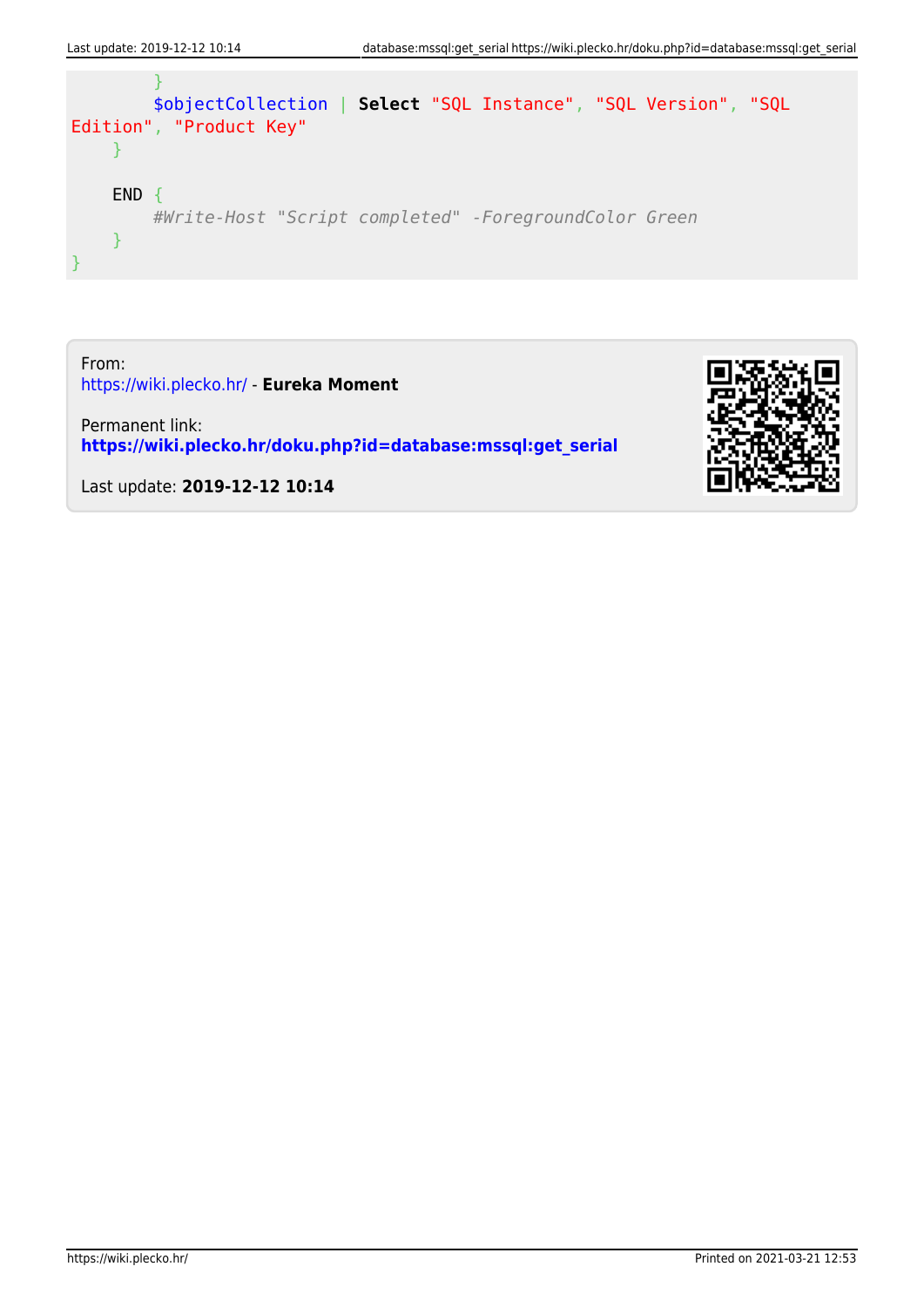```
        }
        $objectCollection | Select "SQL Instance", "SQL Version", "SQL Edition", "Product Key"
    }

    END {
        #Write-Host "Script completed" -ForegroundColor Green
    }
}
```

From:
https://wiki.plecko.hr/ - **Eureka Moment**

Permanent link:
**https://wiki.plecko.hr/doku.php?id=database:mssql:get_serial**

Last update: **2019-12-12 10:14**